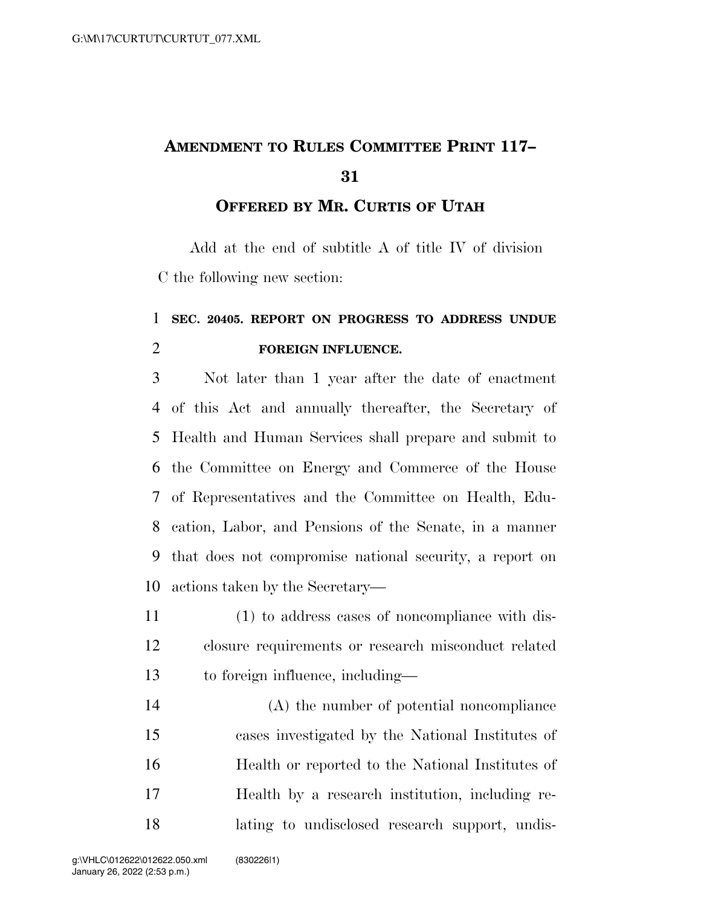# AMENDMENT TO RULES COMMITTEE PRINT 117–31

## OFFERED BY MR. CURTIS OF UTAH

Add at the end of subtitle A of title IV of division C the following new section:

**SEC. 20405. REPORT ON PROGRESS TO ADDRESS UNDUE FOREIGN INFLUENCE.**

Not later than 1 year after the date of enactment of this Act and annually thereafter, the Secretary of Health and Human Services shall prepare and submit to the Committee on Energy and Commerce of the House of Representatives and the Committee on Health, Education, Labor, and Pensions of the Senate, in a manner that does not compromise national security, a report on actions taken by the Secretary—

(1) to address cases of noncompliance with disclosure requirements or research misconduct related to foreign influence, including—

(A) the number of potential noncompliance cases investigated by the National Institutes of Health or reported to the National Institutes of Health by a research institution, including relating to undisclosed research support, undis-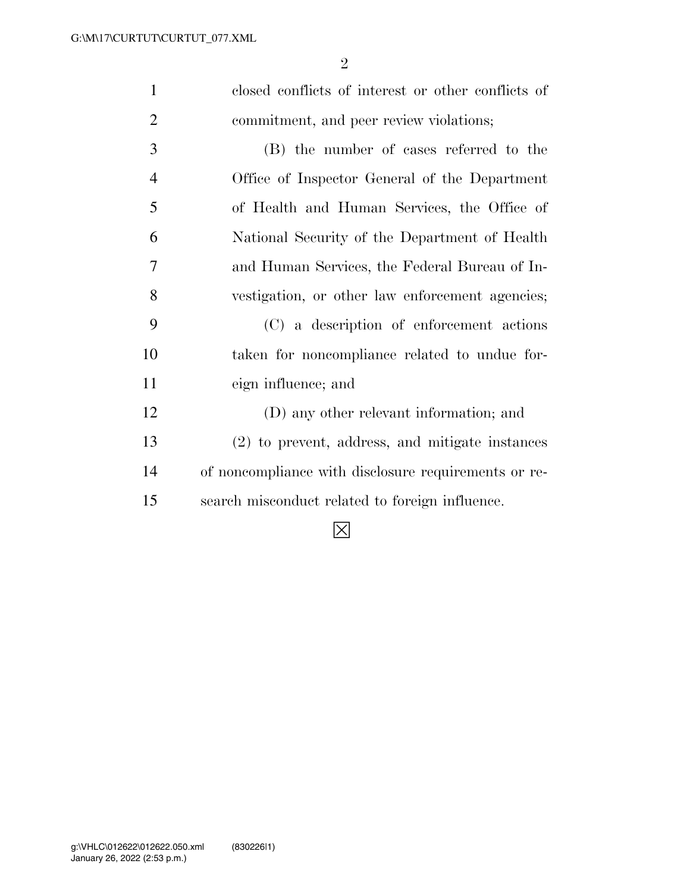closed conflicts of interest or other conflicts of commitment, and peer review violations;

(B) the number of cases referred to the Office of Inspector General of the Department of Health and Human Services, the Office of National Security of the Department of Health and Human Services, the Federal Bureau of Investigation, or other law enforcement agencies;

(C) a description of enforcement actions taken for noncompliance related to undue foreign influence; and

(D) any other relevant information; and

(2) to prevent, address, and mitigate instances of noncompliance with disclosure requirements or research misconduct related to foreign influence.